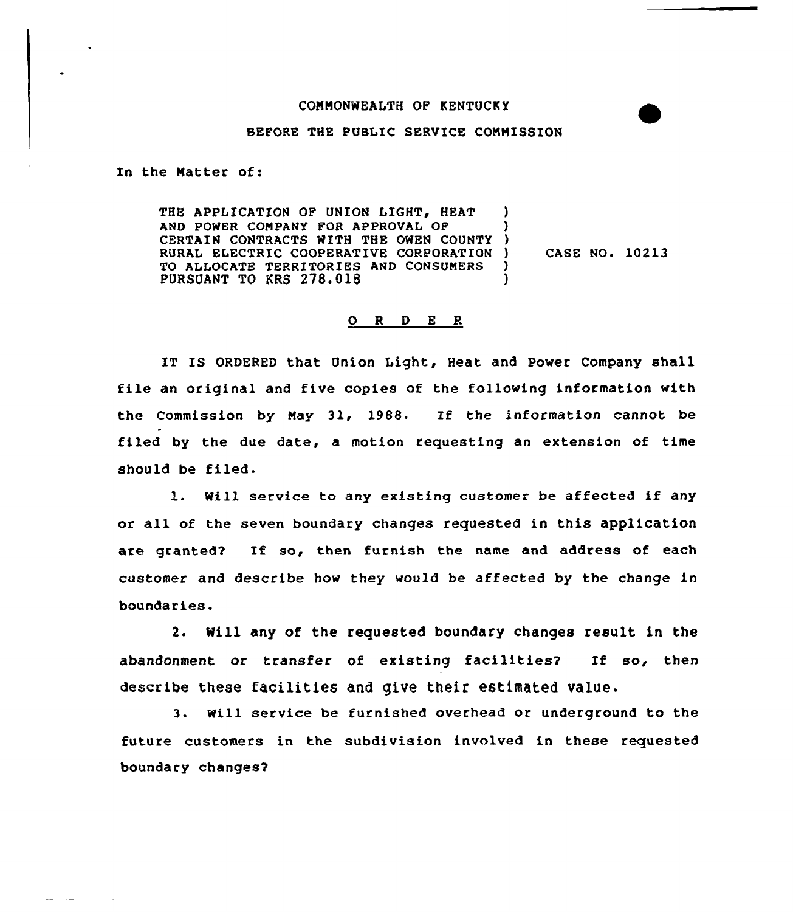COMMONWEALTH OF KENTUCKY

BEFORE THE PUBLIC SERVICE COMMISSION

In the Matter of:

THE APPLICATION OF UNION LIGHT, HEAT AND POWER COMPANY FOR APPROVAL OF CERTAIN CONTRACTS WITH THE OWEN COUNTY RURAL ELECTRIC COOPERATIVE CORPORATION TO ALLOCATE TERRITORIES AND CONSUMERS PURSUANT TO KRS 278.018 ) CASE NO. 10213

## O R D E R

IT IS ORDERED that Union Light, Heat and Power Company shall file an original and five copies of the following information with the Commission by May 31, 1988. If the information cannot be filed by the due date, a motion requesting an extension of time should be filed.

1. Will service to any existing customer be affected if any or all of the seven boundary changes requested in this application are granted? If so, then furnish the name and address of each customer and describe how they would be affected by the change in boundaries.

2. Will any of the requested boundary changes result in the abandonment or transfer of existing facilities? If so, then describe these facilities and give their estimated value.

3. Will service be furnished overhead or underground to the future customers in the subdivision involved in these requested boundary changes?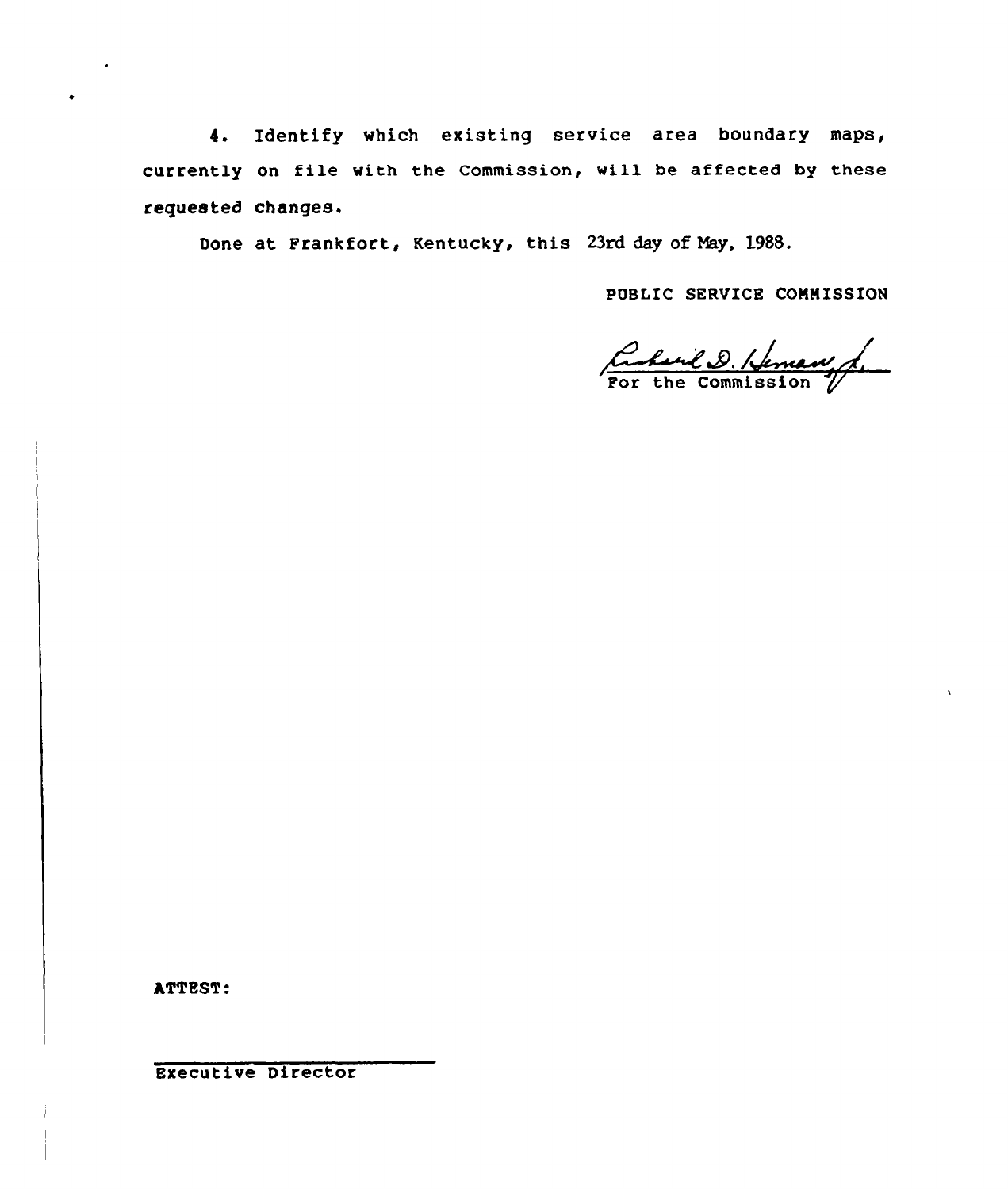4. Identify which existing service area boundary maps, currently on file with the Commission, will be affected by these requested changes.

Done at Frankfort, Kentucky, this 23rd day of May, 1988.

PUBLIC SERVICE COMMISSION

For the Commission

ATTEST:

Executive Director